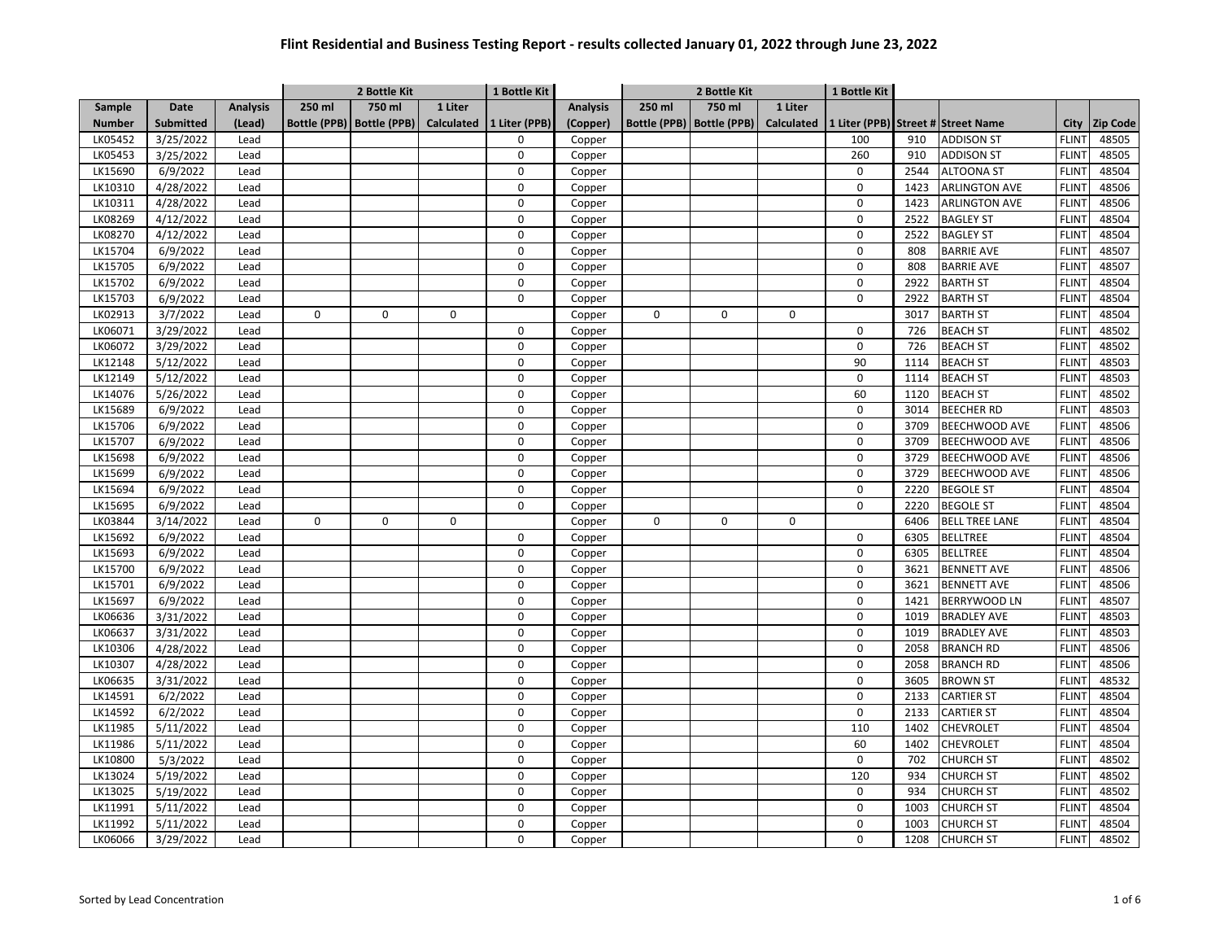# Flint Residential and Business Testing Report - results collected January 01, 2022 through June 23, 2022

| | | | 2 Bottle Kit | | | 1 Bottle Kit | | 2 Bottle Kit | | | 1 Bottle Kit | | | | |
|---|---|---|---|---|---|---|---|---|---|---|---|---|---|---|---|
| Sample Number | Date Submitted | Analysis (Lead) | 250 ml Bottle (PPB) | 750 ml Bottle (PPB) | 1 Liter Calculated | 1 Liter (PPB) | Analysis (Copper) | 250 ml Bottle (PPB) | 750 ml Bottle (PPB) | 1 Liter Calculated | 1 Liter (PPB) | Street # | Street Name | City | Zip Code |
| LK05452 | 3/25/2022 | Lead | | | | 0 | Copper | | | | 100 | 910 | ADDISON ST | FLINT | 48505 |
| LK05453 | 3/25/2022 | Lead | | | | 0 | Copper | | | | 260 | 910 | ADDISON ST | FLINT | 48505 |
| LK15690 | 6/9/2022 | Lead | | | | 0 | Copper | | | | 0 | 2544 | ALTOONA ST | FLINT | 48504 |
| LK10310 | 4/28/2022 | Lead | | | | 0 | Copper | | | | 0 | 1423 | ARLINGTON AVE | FLINT | 48506 |
| LK10311 | 4/28/2022 | Lead | | | | 0 | Copper | | | | 0 | 1423 | ARLINGTON AVE | FLINT | 48506 |
| LK08269 | 4/12/2022 | Lead | | | | 0 | Copper | | | | 0 | 2522 | BAGLEY ST | FLINT | 48504 |
| LK08270 | 4/12/2022 | Lead | | | | 0 | Copper | | | | 0 | 2522 | BAGLEY ST | FLINT | 48504 |
| LK15704 | 6/9/2022 | Lead | | | | 0 | Copper | | | | 0 | 808 | BARRIE AVE | FLINT | 48507 |
| LK15705 | 6/9/2022 | Lead | | | | 0 | Copper | | | | 0 | 808 | BARRIE AVE | FLINT | 48507 |
| LK15702 | 6/9/2022 | Lead | | | | 0 | Copper | | | | 0 | 2922 | BARTH ST | FLINT | 48504 |
| LK15703 | 6/9/2022 | Lead | | | | 0 | Copper | | | | 0 | 2922 | BARTH ST | FLINT | 48504 |
| LK02913 | 3/7/2022 | Lead | 0 | 0 | 0 | | Copper | 0 | 0 | 0 | | 3017 | BARTH ST | FLINT | 48504 |
| LK06071 | 3/29/2022 | Lead | | | | 0 | Copper | | | | 0 | 726 | BEACH ST | FLINT | 48502 |
| LK06072 | 3/29/2022 | Lead | | | | 0 | Copper | | | | 0 | 726 | BEACH ST | FLINT | 48502 |
| LK12148 | 5/12/2022 | Lead | | | | 0 | Copper | | | | 90 | 1114 | BEACH ST | FLINT | 48503 |
| LK12149 | 5/12/2022 | Lead | | | | 0 | Copper | | | | 0 | 1114 | BEACH ST | FLINT | 48503 |
| LK14076 | 5/26/2022 | Lead | | | | 0 | Copper | | | | 60 | 1120 | BEACH ST | FLINT | 48502 |
| LK15689 | 6/9/2022 | Lead | | | | 0 | Copper | | | | 0 | 3014 | BEECHER RD | FLINT | 48503 |
| LK15706 | 6/9/2022 | Lead | | | | 0 | Copper | | | | 0 | 3709 | BEECHWOOD AVE | FLINT | 48506 |
| LK15707 | 6/9/2022 | Lead | | | | 0 | Copper | | | | 0 | 3709 | BEECHWOOD AVE | FLINT | 48506 |
| LK15698 | 6/9/2022 | Lead | | | | 0 | Copper | | | | 0 | 3729 | BEECHWOOD AVE | FLINT | 48506 |
| LK15699 | 6/9/2022 | Lead | | | | 0 | Copper | | | | 0 | 3729 | BEECHWOOD AVE | FLINT | 48506 |
| LK15694 | 6/9/2022 | Lead | | | | 0 | Copper | | | | 0 | 2220 | BEGOLE ST | FLINT | 48504 |
| LK15695 | 6/9/2022 | Lead | | | | 0 | Copper | | | | 0 | 2220 | BEGOLE ST | FLINT | 48504 |
| LK03844 | 3/14/2022 | Lead | 0 | 0 | 0 | | Copper | 0 | 0 | 0 | | 6406 | BELL TREE LANE | FLINT | 48504 |
| LK15692 | 6/9/2022 | Lead | | | | 0 | Copper | | | | 0 | 6305 | BELLTREE | FLINT | 48504 |
| LK15693 | 6/9/2022 | Lead | | | | 0 | Copper | | | | 0 | 6305 | BELLTREE | FLINT | 48504 |
| LK15700 | 6/9/2022 | Lead | | | | 0 | Copper | | | | 0 | 3621 | BENNETT AVE | FLINT | 48506 |
| LK15701 | 6/9/2022 | Lead | | | | 0 | Copper | | | | 0 | 3621 | BENNETT AVE | FLINT | 48506 |
| LK15697 | 6/9/2022 | Lead | | | | 0 | Copper | | | | 0 | 1421 | BERRYWOOD LN | FLINT | 48507 |
| LK06636 | 3/31/2022 | Lead | | | | 0 | Copper | | | | 0 | 1019 | BRADLEY AVE | FLINT | 48503 |
| LK06637 | 3/31/2022 | Lead | | | | 0 | Copper | | | | 0 | 1019 | BRADLEY AVE | FLINT | 48503 |
| LK10306 | 4/28/2022 | Lead | | | | 0 | Copper | | | | 0 | 2058 | BRANCH RD | FLINT | 48506 |
| LK10307 | 4/28/2022 | Lead | | | | 0 | Copper | | | | 0 | 2058 | BRANCH RD | FLINT | 48506 |
| LK06635 | 3/31/2022 | Lead | | | | 0 | Copper | | | | 0 | 3605 | BROWN ST | FLINT | 48532 |
| LK14591 | 6/2/2022 | Lead | | | | 0 | Copper | | | | 0 | 2133 | CARTIER ST | FLINT | 48504 |
| LK14592 | 6/2/2022 | Lead | | | | 0 | Copper | | | | 0 | 2133 | CARTIER ST | FLINT | 48504 |
| LK11985 | 5/11/2022 | Lead | | | | 0 | Copper | | | | 110 | 1402 | CHEVROLET | FLINT | 48504 |
| LK11986 | 5/11/2022 | Lead | | | | 0 | Copper | | | | 60 | 1402 | CHEVROLET | FLINT | 48504 |
| LK10800 | 5/3/2022 | Lead | | | | 0 | Copper | | | | 0 | 702 | CHURCH ST | FLINT | 48502 |
| LK13024 | 5/19/2022 | Lead | | | | 0 | Copper | | | | 120 | 934 | CHURCH ST | FLINT | 48502 |
| LK13025 | 5/19/2022 | Lead | | | | 0 | Copper | | | | 0 | 934 | CHURCH ST | FLINT | 48502 |
| LK11991 | 5/11/2022 | Lead | | | | 0 | Copper | | | | 0 | 1003 | CHURCH ST | FLINT | 48504 |
| LK11992 | 5/11/2022 | Lead | | | | 0 | Copper | | | | 0 | 1003 | CHURCH ST | FLINT | 48504 |
| LK06066 | 3/29/2022 | Lead | | | | 0 | Copper | | | | 0 | 1208 | CHURCH ST | FLINT | 48502 |

Sorted by Lead Concentration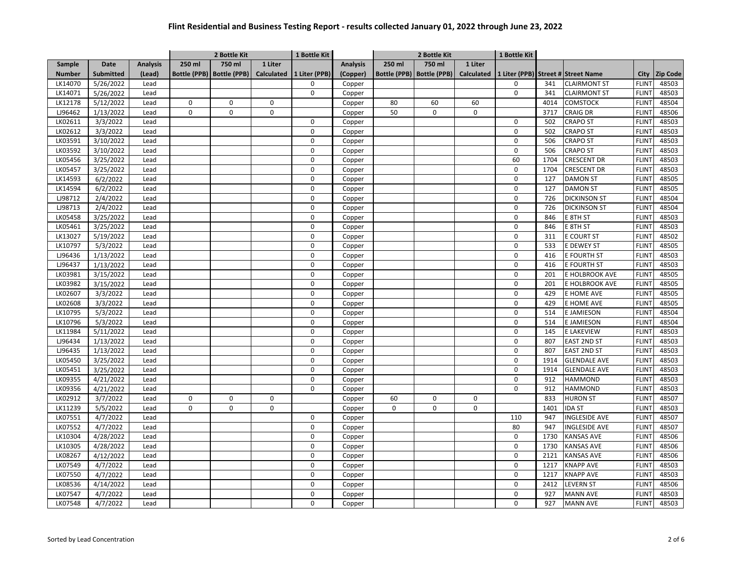# Flint Residential and Business Testing Report - results collected January 01, 2022 through June 23, 2022

| | | | 2 Bottle Kit | | | 1 Bottle Kit | | 2 Bottle Kit | | | 1 Bottle Kit | | | | |
|---|---|---|---|---|---|---|---|---|---|---|---|---|---|---|---|
| Sample Number | Date Submitted | Analysis (Lead) | 250 ml Bottle (PPB) | 750 ml Bottle (PPB) | 1 Liter Calculated | 1 Liter (PPB) | Analysis (Copper) | 250 ml Bottle (PPB) | 750 ml Bottle (PPB) | 1 Liter Calculated | 1 Liter (PPB) | Street # | Street Name | City | Zip Code |
| LK14070 | 5/26/2022 | Lead | | | | 0 | Copper | | | | 0 | 341 | CLAIRMONT ST | FLINT | 48503 |
| LK14071 | 5/26/2022 | Lead | | | | 0 | Copper | | | | 0 | 341 | CLAIRMONT ST | FLINT | 48503 |
| LK12178 | 5/12/2022 | Lead | 0 | 0 | 0 | | Copper | 80 | 60 | 60 | | 4014 | COMSTOCK | FLINT | 48504 |
| LJ96462 | 1/13/2022 | Lead | 0 | 0 | 0 | | Copper | 50 | 0 | 0 | | 3717 | CRAIG DR | FLINT | 48506 |
| LK02611 | 3/3/2022 | Lead | | | | 0 | Copper | | | | 0 | 502 | CRAPO ST | FLINT | 48503 |
| LK02612 | 3/3/2022 | Lead | | | | 0 | Copper | | | | 0 | 502 | CRAPO ST | FLINT | 48503 |
| LK03591 | 3/10/2022 | Lead | | | | 0 | Copper | | | | 0 | 506 | CRAPO ST | FLINT | 48503 |
| LK03592 | 3/10/2022 | Lead | | | | 0 | Copper | | | | 0 | 506 | CRAPO ST | FLINT | 48503 |
| LK05456 | 3/25/2022 | Lead | | | | 0 | Copper | | | | 60 | 1704 | CRESCENT DR | FLINT | 48503 |
| LK05457 | 3/25/2022 | Lead | | | | 0 | Copper | | | | 0 | 1704 | CRESCENT DR | FLINT | 48503 |
| LK14593 | 6/2/2022 | Lead | | | | 0 | Copper | | | | 0 | 127 | DAMON ST | FLINT | 48505 |
| LK14594 | 6/2/2022 | Lead | | | | 0 | Copper | | | | 0 | 127 | DAMON ST | FLINT | 48505 |
| LJ98712 | 2/4/2022 | Lead | | | | 0 | Copper | | | | 0 | 726 | DICKINSON ST | FLINT | 48504 |
| LJ98713 | 2/4/2022 | Lead | | | | 0 | Copper | | | | 0 | 726 | DICKINSON ST | FLINT | 48504 |
| LK05458 | 3/25/2022 | Lead | | | | 0 | Copper | | | | 0 | 846 | E 8TH ST | FLINT | 48503 |
| LK05461 | 3/25/2022 | Lead | | | | 0 | Copper | | | | 0 | 846 | E 8TH ST | FLINT | 48503 |
| LK13027 | 5/19/2022 | Lead | | | | 0 | Copper | | | | 0 | 311 | E COURT ST | FLINT | 48502 |
| LK10797 | 5/3/2022 | Lead | | | | 0 | Copper | | | | 0 | 533 | E DEWEY ST | FLINT | 48505 |
| LJ96436 | 1/13/2022 | Lead | | | | 0 | Copper | | | | 0 | 416 | E FOURTH ST | FLINT | 48503 |
| LJ96437 | 1/13/2022 | Lead | | | | 0 | Copper | | | | 0 | 416 | E FOURTH ST | FLINT | 48503 |
| LK03981 | 3/15/2022 | Lead | | | | 0 | Copper | | | | 0 | 201 | E HOLBROOK AVE | FLINT | 48505 |
| LK03982 | 3/15/2022 | Lead | | | | 0 | Copper | | | | 0 | 201 | E HOLBROOK AVE | FLINT | 48505 |
| LK02607 | 3/3/2022 | Lead | | | | 0 | Copper | | | | 0 | 429 | E HOME AVE | FLINT | 48505 |
| LK02608 | 3/3/2022 | Lead | | | | 0 | Copper | | | | 0 | 429 | E HOME AVE | FLINT | 48505 |
| LK10795 | 5/3/2022 | Lead | | | | 0 | Copper | | | | 0 | 514 | E JAMIESON | FLINT | 48504 |
| LK10796 | 5/3/2022 | Lead | | | | 0 | Copper | | | | 0 | 514 | E JAMIESON | FLINT | 48504 |
| LK11984 | 5/11/2022 | Lead | | | | 0 | Copper | | | | 0 | 145 | E LAKEVIEW | FLINT | 48503 |
| LJ96434 | 1/13/2022 | Lead | | | | 0 | Copper | | | | 0 | 807 | EAST 2ND ST | FLINT | 48503 |
| LJ96435 | 1/13/2022 | Lead | | | | 0 | Copper | | | | 0 | 807 | EAST 2ND ST | FLINT | 48503 |
| LK05450 | 3/25/2022 | Lead | | | | 0 | Copper | | | | 0 | 1914 | GLENDALE AVE | FLINT | 48503 |
| LK05451 | 3/25/2022 | Lead | | | | 0 | Copper | | | | 0 | 1914 | GLENDALE AVE | FLINT | 48503 |
| LK09355 | 4/21/2022 | Lead | | | | 0 | Copper | | | | 0 | 912 | HAMMOND | FLINT | 48503 |
| LK09356 | 4/21/2022 | Lead | | | | 0 | Copper | | | | 0 | 912 | HAMMOND | FLINT | 48503 |
| LK02912 | 3/7/2022 | Lead | 0 | 0 | 0 | | Copper | 60 | 0 | 0 | | 833 | HURON ST | FLINT | 48507 |
| LK11239 | 5/5/2022 | Lead | 0 | 0 | 0 | | Copper | 0 | 0 | 0 | | 1401 | IDA ST | FLINT | 48503 |
| LK07551 | 4/7/2022 | Lead | | | | 0 | Copper | | | | 110 | 947 | INGLESIDE AVE | FLINT | 48507 |
| LK07552 | 4/7/2022 | Lead | | | | 0 | Copper | | | | 80 | 947 | INGLESIDE AVE | FLINT | 48507 |
| LK10304 | 4/28/2022 | Lead | | | | 0 | Copper | | | | 0 | 1730 | KANSAS AVE | FLINT | 48506 |
| LK10305 | 4/28/2022 | Lead | | | | 0 | Copper | | | | 0 | 1730 | KANSAS AVE | FLINT | 48506 |
| LK08267 | 4/12/2022 | Lead | | | | 0 | Copper | | | | 0 | 2121 | KANSAS AVE | FLINT | 48506 |
| LK07549 | 4/7/2022 | Lead | | | | 0 | Copper | | | | 0 | 1217 | KNAPP AVE | FLINT | 48503 |
| LK07550 | 4/7/2022 | Lead | | | | 0 | Copper | | | | 0 | 1217 | KNAPP AVE | FLINT | 48503 |
| LK08536 | 4/14/2022 | Lead | | | | 0 | Copper | | | | 0 | 2412 | LEVERN ST | FLINT | 48506 |
| LK07547 | 4/7/2022 | Lead | | | | 0 | Copper | | | | 0 | 927 | MANN AVE | FLINT | 48503 |
| LK07548 | 4/7/2022 | Lead | | | | 0 | Copper | | | | 0 | 927 | MANN AVE | FLINT | 48503 |

Sorted by Lead Concentration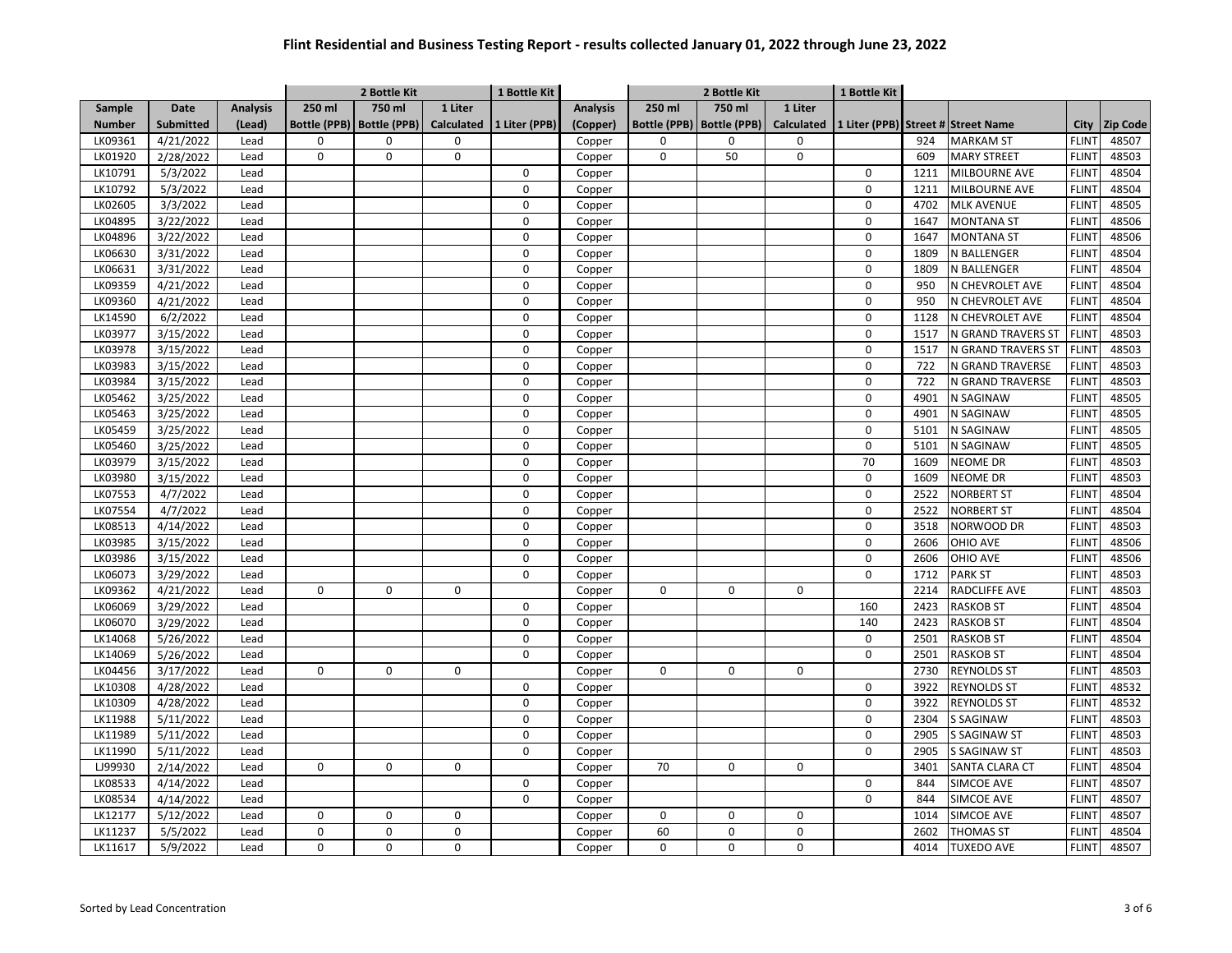# Flint Residential and Business Testing Report - results collected January 01, 2022 through June 23, 2022

| | | | 2 Bottle Kit | | | 1 Bottle Kit | | 2 Bottle Kit | | | 1 Bottle Kit | | | | |
|---|---|---|---|---|---|---|---|---|---|---|---|---|---|---|---|
| Sample Number | Date Submitted | Analysis (Lead) | 250 ml Bottle (PPB) | 750 ml Bottle (PPB) | 1 Liter Calculated | 1 Liter (PPB) | Analysis (Copper) | 250 ml Bottle (PPB) | 750 ml Bottle (PPB) | 1 Liter Calculated | 1 Liter (PPB) | Street # | Street Name | City | Zip Code |
| LK09361 | 4/21/2022 | Lead | 0 | 0 | 0 | | Copper | 0 | 0 | 0 | | 924 | MARKAM ST | FLINT | 48507 |
| LK01920 | 2/28/2022 | Lead | 0 | 0 | 0 | | Copper | 0 | 50 | 0 | | 609 | MARY STREET | FLINT | 48503 |
| LK10791 | 5/3/2022 | Lead | | | | 0 | Copper | | | | 0 | 1211 | MILBOURNE AVE | FLINT | 48504 |
| LK10792 | 5/3/2022 | Lead | | | | 0 | Copper | | | | 0 | 1211 | MILBOURNE AVE | FLINT | 48504 |
| LK02605 | 3/3/2022 | Lead | | | | 0 | Copper | | | | 0 | 4702 | MLK AVENUE | FLINT | 48505 |
| LK04895 | 3/22/2022 | Lead | | | | 0 | Copper | | | | 0 | 1647 | MONTANA ST | FLINT | 48506 |
| LK04896 | 3/22/2022 | Lead | | | | 0 | Copper | | | | 0 | 1647 | MONTANA ST | FLINT | 48506 |
| LK06630 | 3/31/2022 | Lead | | | | 0 | Copper | | | | 0 | 1809 | N BALLENGER | FLINT | 48504 |
| LK06631 | 3/31/2022 | Lead | | | | 0 | Copper | | | | 0 | 1809 | N BALLENGER | FLINT | 48504 |
| LK09359 | 4/21/2022 | Lead | | | | 0 | Copper | | | | 0 | 950 | N CHEVROLET AVE | FLINT | 48504 |
| LK09360 | 4/21/2022 | Lead | | | | 0 | Copper | | | | 0 | 950 | N CHEVROLET AVE | FLINT | 48504 |
| LK14590 | 6/2/2022 | Lead | | | | 0 | Copper | | | | 0 | 1128 | N CHEVROLET AVE | FLINT | 48504 |
| LK03977 | 3/15/2022 | Lead | | | | 0 | Copper | | | | 0 | 1517 | N GRAND TRAVERS ST | FLINT | 48503 |
| LK03978 | 3/15/2022 | Lead | | | | 0 | Copper | | | | 0 | 1517 | N GRAND TRAVERS ST | FLINT | 48503 |
| LK03983 | 3/15/2022 | Lead | | | | 0 | Copper | | | | 0 | 722 | N GRAND TRAVERSE | FLINT | 48503 |
| LK03984 | 3/15/2022 | Lead | | | | 0 | Copper | | | | 0 | 722 | N GRAND TRAVERSE | FLINT | 48503 |
| LK05462 | 3/25/2022 | Lead | | | | 0 | Copper | | | | 0 | 4901 | N SAGINAW | FLINT | 48505 |
| LK05463 | 3/25/2022 | Lead | | | | 0 | Copper | | | | 0 | 4901 | N SAGINAW | FLINT | 48505 |
| LK05459 | 3/25/2022 | Lead | | | | 0 | Copper | | | | 0 | 5101 | N SAGINAW | FLINT | 48505 |
| LK05460 | 3/25/2022 | Lead | | | | 0 | Copper | | | | 0 | 5101 | N SAGINAW | FLINT | 48505 |
| LK03979 | 3/15/2022 | Lead | | | | 0 | Copper | | | | 70 | 1609 | NEOME DR | FLINT | 48503 |
| LK03980 | 3/15/2022 | Lead | | | | 0 | Copper | | | | 0 | 1609 | NEOME DR | FLINT | 48503 |
| LK07553 | 4/7/2022 | Lead | | | | 0 | Copper | | | | 0 | 2522 | NORBERT ST | FLINT | 48504 |
| LK07554 | 4/7/2022 | Lead | | | | 0 | Copper | | | | 0 | 2522 | NORBERT ST | FLINT | 48504 |
| LK08513 | 4/14/2022 | Lead | | | | 0 | Copper | | | | 0 | 3518 | NORWOOD DR | FLINT | 48503 |
| LK03985 | 3/15/2022 | Lead | | | | 0 | Copper | | | | 0 | 2606 | OHIO AVE | FLINT | 48506 |
| LK03986 | 3/15/2022 | Lead | | | | 0 | Copper | | | | 0 | 2606 | OHIO AVE | FLINT | 48506 |
| LK06073 | 3/29/2022 | Lead | | | | 0 | Copper | | | | 0 | 1712 | PARK ST | FLINT | 48503 |
| LK09362 | 4/21/2022 | Lead | 0 | 0 | 0 | | Copper | 0 | 0 | 0 | | 2214 | RADCLIFFE AVE | FLINT | 48503 |
| LK06069 | 3/29/2022 | Lead | | | | 0 | Copper | | | | 160 | 2423 | RASKOB ST | FLINT | 48504 |
| LK06070 | 3/29/2022 | Lead | | | | 0 | Copper | | | | 140 | 2423 | RASKOB ST | FLINT | 48504 |
| LK14068 | 5/26/2022 | Lead | | | | 0 | Copper | | | | 0 | 2501 | RASKOB ST | FLINT | 48504 |
| LK14069 | 5/26/2022 | Lead | | | | 0 | Copper | | | | 0 | 2501 | RASKOB ST | FLINT | 48504 |
| LK04456 | 3/17/2022 | Lead | 0 | 0 | 0 | | Copper | 0 | 0 | 0 | | 2730 | REYNOLDS ST | FLINT | 48503 |
| LK10308 | 4/28/2022 | Lead | | | | 0 | Copper | | | | 0 | 3922 | REYNOLDS ST | FLINT | 48532 |
| LK10309 | 4/28/2022 | Lead | | | | 0 | Copper | | | | 0 | 3922 | REYNOLDS ST | FLINT | 48532 |
| LK11988 | 5/11/2022 | Lead | | | | 0 | Copper | | | | 0 | 2304 | S SAGINAW | FLINT | 48503 |
| LK11989 | 5/11/2022 | Lead | | | | 0 | Copper | | | | 0 | 2905 | S SAGINAW ST | FLINT | 48503 |
| LK11990 | 5/11/2022 | Lead | | | | 0 | Copper | | | | 0 | 2905 | S SAGINAW ST | FLINT | 48503 |
| LJ99930 | 2/14/2022 | Lead | 0 | 0 | 0 | | Copper | 70 | 0 | 0 | | 3401 | SANTA CLARA CT | FLINT | 48504 |
| LK08533 | 4/14/2022 | Lead | | | | 0 | Copper | | | | 0 | 844 | SIMCOE AVE | FLINT | 48507 |
| LK08534 | 4/14/2022 | Lead | | | | 0 | Copper | | | | 0 | 844 | SIMCOE AVE | FLINT | 48507 |
| LK12177 | 5/12/2022 | Lead | 0 | 0 | 0 | | Copper | 0 | 0 | 0 | | 1014 | SIMCOE AVE | FLINT | 48507 |
| LK11237 | 5/5/2022 | Lead | 0 | 0 | 0 | | Copper | 60 | 0 | 0 | | 2602 | THOMAS ST | FLINT | 48504 |
| LK11617 | 5/9/2022 | Lead | 0 | 0 | 0 | | Copper | 0 | 0 | 0 | | 4014 | TUXEDO AVE | FLINT | 48507 |

Sorted by Lead Concentration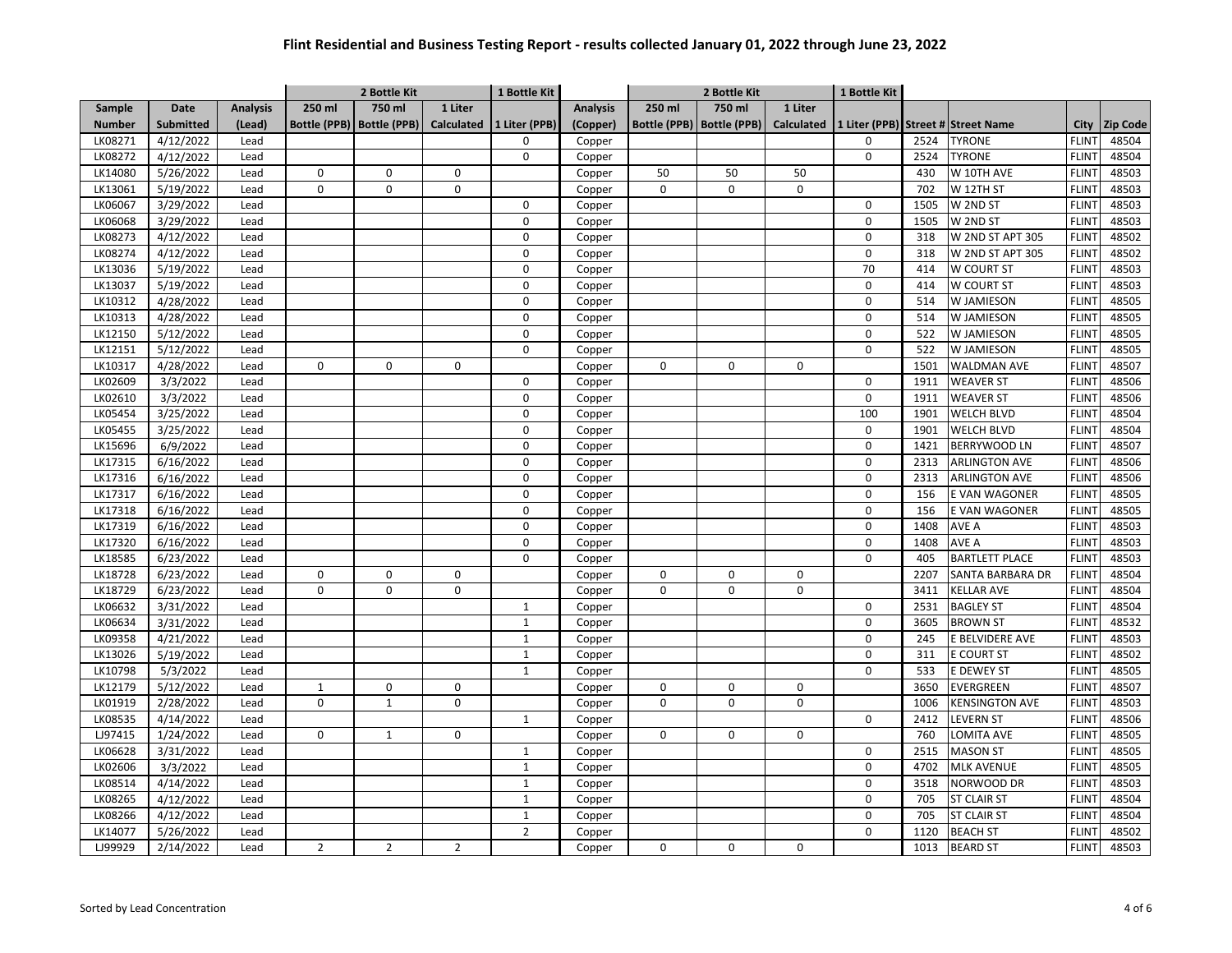# Flint Residential and Business Testing Report - results collected January 01, 2022 through June 23, 2022

| | | | 2 Bottle Kit | | | 1 Bottle Kit | | 2 Bottle Kit | | | 1 Bottle Kit | | | | |
|---|---|---|---|---|---|---|---|---|---|---|---|---|---|---|---|
| Sample Number | Date Submitted | Analysis (Lead) | 250 ml Bottle (PPB) | 750 ml Bottle (PPB) | 1 Liter Calculated | 1 Liter (PPB) | Analysis (Copper) | 250 ml Bottle (PPB) | 750 ml Bottle (PPB) | 1 Liter Calculated | 1 Liter (PPB) | Street # | Street Name | City | Zip Code |
| LK08271 | 4/12/2022 | Lead | | | | 0 | Copper | | | | 0 | 2524 | TYRONE | FLINT | 48504 |
| LK08272 | 4/12/2022 | Lead | | | | 0 | Copper | | | | 0 | 2524 | TYRONE | FLINT | 48504 |
| LK14080 | 5/26/2022 | Lead | 0 | 0 | 0 | | Copper | 50 | 50 | 50 | | 430 | W 10TH AVE | FLINT | 48503 |
| LK13061 | 5/19/2022 | Lead | 0 | 0 | 0 | | Copper | 0 | 0 | 0 | | 702 | W 12TH ST | FLINT | 48503 |
| LK06067 | 3/29/2022 | Lead | | | | 0 | Copper | | | | 0 | 1505 | W 2ND ST | FLINT | 48503 |
| LK06068 | 3/29/2022 | Lead | | | | 0 | Copper | | | | 0 | 1505 | W 2ND ST | FLINT | 48503 |
| LK08273 | 4/12/2022 | Lead | | | | 0 | Copper | | | | 0 | 318 | W 2ND ST APT 305 | FLINT | 48502 |
| LK08274 | 4/12/2022 | Lead | | | | 0 | Copper | | | | 0 | 318 | W 2ND ST APT 305 | FLINT | 48502 |
| LK13036 | 5/19/2022 | Lead | | | | 0 | Copper | | | | 70 | 414 | W COURT ST | FLINT | 48503 |
| LK13037 | 5/19/2022 | Lead | | | | 0 | Copper | | | | 0 | 414 | W COURT ST | FLINT | 48503 |
| LK10312 | 4/28/2022 | Lead | | | | 0 | Copper | | | | 0 | 514 | W JAMIESON | FLINT | 48505 |
| LK10313 | 4/28/2022 | Lead | | | | 0 | Copper | | | | 0 | 514 | W JAMIESON | FLINT | 48505 |
| LK12150 | 5/12/2022 | Lead | | | | 0 | Copper | | | | 0 | 522 | W JAMIESON | FLINT | 48505 |
| LK12151 | 5/12/2022 | Lead | | | | 0 | Copper | | | | 0 | 522 | W JAMIESON | FLINT | 48505 |
| LK10317 | 4/28/2022 | Lead | 0 | 0 | 0 | | Copper | 0 | 0 | 0 | | 1501 | WALDMAN AVE | FLINT | 48507 |
| LK02609 | 3/3/2022 | Lead | | | | 0 | Copper | | | | 0 | 1911 | WEAVER ST | FLINT | 48506 |
| LK02610 | 3/3/2022 | Lead | | | | 0 | Copper | | | | 0 | 1911 | WEAVER ST | FLINT | 48506 |
| LK05454 | 3/25/2022 | Lead | | | | 0 | Copper | | | | 100 | 1901 | WELCH BLVD | FLINT | 48504 |
| LK05455 | 3/25/2022 | Lead | | | | 0 | Copper | | | | 0 | 1901 | WELCH BLVD | FLINT | 48504 |
| LK15696 | 6/9/2022 | Lead | | | | 0 | Copper | | | | 0 | 1421 | BERRYWOOD LN | FLINT | 48507 |
| LK17315 | 6/16/2022 | Lead | | | | 0 | Copper | | | | 0 | 2313 | ARLINGTON AVE | FLINT | 48506 |
| LK17316 | 6/16/2022 | Lead | | | | 0 | Copper | | | | 0 | 2313 | ARLINGTON AVE | FLINT | 48506 |
| LK17317 | 6/16/2022 | Lead | | | | 0 | Copper | | | | 0 | 156 | E VAN WAGONER | FLINT | 48505 |
| LK17318 | 6/16/2022 | Lead | | | | 0 | Copper | | | | 0 | 156 | E VAN WAGONER | FLINT | 48505 |
| LK17319 | 6/16/2022 | Lead | | | | 0 | Copper | | | | 0 | 1408 | AVE A | FLINT | 48503 |
| LK17320 | 6/16/2022 | Lead | | | | 0 | Copper | | | | 0 | 1408 | AVE A | FLINT | 48503 |
| LK18585 | 6/23/2022 | Lead | | | | 0 | Copper | | | | 0 | 405 | BARTLETT PLACE | FLINT | 48503 |
| LK18728 | 6/23/2022 | Lead | 0 | 0 | 0 | | Copper | 0 | 0 | 0 | | 2207 | SANTA BARBARA DR | FLINT | 48504 |
| LK18729 | 6/23/2022 | Lead | 0 | 0 | 0 | | Copper | 0 | 0 | 0 | | 3411 | KELLAR AVE | FLINT | 48504 |
| LK06632 | 3/31/2022 | Lead | | | | 1 | Copper | | | | 0 | 2531 | BAGLEY ST | FLINT | 48504 |
| LK06634 | 3/31/2022 | Lead | | | | 1 | Copper | | | | 0 | 3605 | BROWN ST | FLINT | 48532 |
| LK09358 | 4/21/2022 | Lead | | | | 1 | Copper | | | | 0 | 245 | E BELVIDERE AVE | FLINT | 48503 |
| LK13026 | 5/19/2022 | Lead | | | | 1 | Copper | | | | 0 | 311 | E COURT ST | FLINT | 48502 |
| LK10798 | 5/3/2022 | Lead | | | | 1 | Copper | | | | 0 | 533 | E DEWEY ST | FLINT | 48505 |
| LK12179 | 5/12/2022 | Lead | 1 | 0 | 0 | | Copper | 0 | 0 | 0 | | 3650 | EVERGREEN | FLINT | 48507 |
| LK01919 | 2/28/2022 | Lead | 0 | 1 | 0 | | Copper | 0 | 0 | 0 | | 1006 | KENSINGTON AVE | FLINT | 48503 |
| LK08535 | 4/14/2022 | Lead | | | | 1 | Copper | | | | 0 | 2412 | LEVERN ST | FLINT | 48506 |
| LJ97415 | 1/24/2022 | Lead | 0 | 1 | 0 | | Copper | 0 | 0 | 0 | | 760 | LOMITA AVE | FLINT | 48505 |
| LK06628 | 3/31/2022 | Lead | | | | 1 | Copper | | | | 0 | 2515 | MASON ST | FLINT | 48505 |
| LK02606 | 3/3/2022 | Lead | | | | 1 | Copper | | | | 0 | 4702 | MLK AVENUE | FLINT | 48505 |
| LK08514 | 4/14/2022 | Lead | | | | 1 | Copper | | | | 0 | 3518 | NORWOOD DR | FLINT | 48503 |
| LK08265 | 4/12/2022 | Lead | | | | 1 | Copper | | | | 0 | 705 | ST CLAIR ST | FLINT | 48504 |
| LK08266 | 4/12/2022 | Lead | | | | 1 | Copper | | | | 0 | 705 | ST CLAIR ST | FLINT | 48504 |
| LK14077 | 5/26/2022 | Lead | | | | 2 | Copper | | | | 0 | 1120 | BEACH ST | FLINT | 48502 |
| LJ99929 | 2/14/2022 | Lead | 2 | 2 | 2 | | Copper | 0 | 0 | 0 | | 1013 | BEARD ST | FLINT | 48503 |

Sorted by Lead Concentration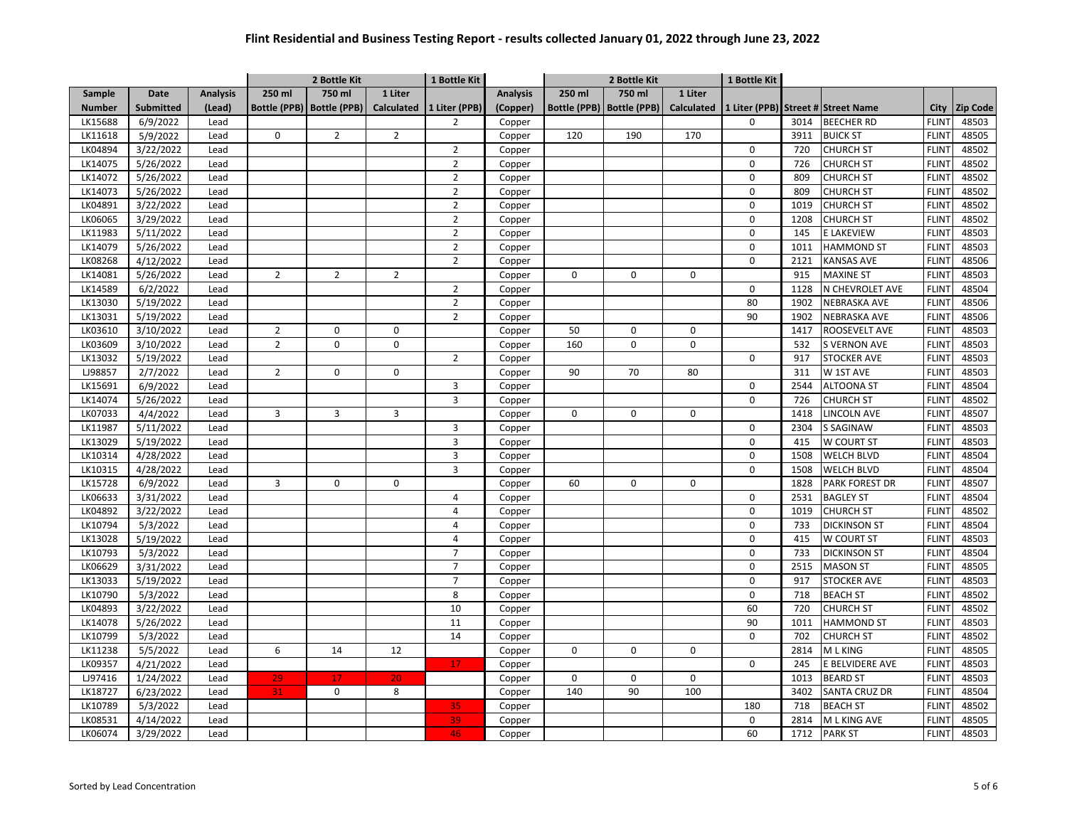# Flint Residential and Business Testing Report - results collected January 01, 2022 through June 23, 2022

| | | | 2 Bottle Kit | | | 1 Bottle Kit | | 2 Bottle Kit | | | 1 Bottle Kit | | | | |
|---|---|---|---|---|---|---|---|---|---|---|---|---|---|---|---|
| Sample Number | Date Submitted | Analysis (Lead) | 250 ml Bottle (PPB) | 750 ml Bottle (PPB) | 1 Liter Calculated | 1 Liter (PPB) | Analysis (Copper) | 250 ml Bottle (PPB) | 750 ml Bottle (PPB) | 1 Liter Calculated | 1 Liter (PPB) | Street # | Street Name | City | Zip Code |
| LK15688 | 6/9/2022 | Lead | | | | 2 | Copper | | | | 0 | 3014 | BEECHER RD | FLINT | 48503 |
| LK11618 | 5/9/2022 | Lead | 0 | 2 | 2 | | Copper | 120 | 190 | 170 | | 3911 | BUICK ST | FLINT | 48505 |
| LK04894 | 3/22/2022 | Lead | | | | 2 | Copper | | | | 0 | 720 | CHURCH ST | FLINT | 48502 |
| LK14075 | 5/26/2022 | Lead | | | | 2 | Copper | | | | 0 | 726 | CHURCH ST | FLINT | 48502 |
| LK14072 | 5/26/2022 | Lead | | | | 2 | Copper | | | | 0 | 809 | CHURCH ST | FLINT | 48502 |
| LK14073 | 5/26/2022 | Lead | | | | 2 | Copper | | | | 0 | 809 | CHURCH ST | FLINT | 48502 |
| LK04891 | 3/22/2022 | Lead | | | | 2 | Copper | | | | 0 | 1019 | CHURCH ST | FLINT | 48502 |
| LK06065 | 3/29/2022 | Lead | | | | 2 | Copper | | | | 0 | 1208 | CHURCH ST | FLINT | 48502 |
| LK11983 | 5/11/2022 | Lead | | | | 2 | Copper | | | | 0 | 145 | E LAKEVIEW | FLINT | 48503 |
| LK14079 | 5/26/2022 | Lead | | | | 2 | Copper | | | | 0 | 1011 | HAMMOND ST | FLINT | 48503 |
| LK08268 | 4/12/2022 | Lead | | | | 2 | Copper | | | | 0 | 2121 | KANSAS AVE | FLINT | 48506 |
| LK14081 | 5/26/2022 | Lead | 2 | 2 | 2 | | Copper | 0 | 0 | 0 | | 915 | MAXINE ST | FLINT | 48503 |
| LK14589 | 6/2/2022 | Lead | | | | 2 | Copper | | | | 0 | 1128 | N CHEVROLET AVE | FLINT | 48504 |
| LK13030 | 5/19/2022 | Lead | | | | 2 | Copper | | | | 80 | 1902 | NEBRASKA AVE | FLINT | 48506 |
| LK13031 | 5/19/2022 | Lead | | | | 2 | Copper | | | | 90 | 1902 | NEBRASKA AVE | FLINT | 48506 |
| LK03610 | 3/10/2022 | Lead | 2 | 0 | 0 | | Copper | 50 | 0 | 0 | | 1417 | ROOSEVELT AVE | FLINT | 48503 |
| LK03609 | 3/10/2022 | Lead | 2 | 0 | 0 | | Copper | 160 | 0 | 0 | | 532 | S VERNON AVE | FLINT | 48503 |
| LK13032 | 5/19/2022 | Lead | | | | 2 | Copper | | | | 0 | 917 | STOCKER AVE | FLINT | 48503 |
| LJ98857 | 2/7/2022 | Lead | 2 | 0 | 0 | | Copper | 90 | 70 | 80 | | 311 | W 1ST AVE | FLINT | 48503 |
| LK15691 | 6/9/2022 | Lead | | | | 3 | Copper | | | | 0 | 2544 | ALTOONA ST | FLINT | 48504 |
| LK14074 | 5/26/2022 | Lead | | | | 3 | Copper | | | | 0 | 726 | CHURCH ST | FLINT | 48502 |
| LK07033 | 4/4/2022 | Lead | 3 | 3 | 3 | | Copper | 0 | 0 | 0 | | 1418 | LINCOLN AVE | FLINT | 48507 |
| LK11987 | 5/11/2022 | Lead | | | | 3 | Copper | | | | 0 | 2304 | S SAGINAW | FLINT | 48503 |
| LK13029 | 5/19/2022 | Lead | | | | 3 | Copper | | | | 0 | 415 | W COURT ST | FLINT | 48503 |
| LK10314 | 4/28/2022 | Lead | | | | 3 | Copper | | | | 0 | 1508 | WELCH BLVD | FLINT | 48504 |
| LK10315 | 4/28/2022 | Lead | | | | 3 | Copper | | | | 0 | 1508 | WELCH BLVD | FLINT | 48504 |
| LK15728 | 6/9/2022 | Lead | 3 | 0 | 0 | | Copper | 60 | 0 | 0 | | 1828 | PARK FOREST DR | FLINT | 48507 |
| LK06633 | 3/31/2022 | Lead | | | | 4 | Copper | | | | 0 | 2531 | BAGLEY ST | FLINT | 48504 |
| LK04892 | 3/22/2022 | Lead | | | | 4 | Copper | | | | 0 | 1019 | CHURCH ST | FLINT | 48502 |
| LK10794 | 5/3/2022 | Lead | | | | 4 | Copper | | | | 0 | 733 | DICKINSON ST | FLINT | 48504 |
| LK13028 | 5/19/2022 | Lead | | | | 4 | Copper | | | | 0 | 415 | W COURT ST | FLINT | 48503 |
| LK10793 | 5/3/2022 | Lead | | | | 7 | Copper | | | | 0 | 733 | DICKINSON ST | FLINT | 48504 |
| LK06629 | 3/31/2022 | Lead | | | | 7 | Copper | | | | 0 | 2515 | MASON ST | FLINT | 48505 |
| LK13033 | 5/19/2022 | Lead | | | | 7 | Copper | | | | 0 | 917 | STOCKER AVE | FLINT | 48503 |
| LK10790 | 5/3/2022 | Lead | | | | 8 | Copper | | | | 0 | 718 | BEACH ST | FLINT | 48502 |
| LK04893 | 3/22/2022 | Lead | | | | 10 | Copper | | | | 60 | 720 | CHURCH ST | FLINT | 48502 |
| LK14078 | 5/26/2022 | Lead | | | | 11 | Copper | | | | 90 | 1011 | HAMMOND ST | FLINT | 48503 |
| LK10799 | 5/3/2022 | Lead | | | | 14 | Copper | | | | 0 | 702 | CHURCH ST | FLINT | 48502 |
| LK11238 | 5/5/2022 | Lead | 6 | 14 | 12 | | Copper | 0 | 0 | 0 | | 2814 | M L KING | FLINT | 48505 |
| LK09357 | 4/21/2022 | Lead | | | | 17 | Copper | | | | 0 | 245 | E BELVIDERE AVE | FLINT | 48503 |
| LJ97416 | 1/24/2022 | Lead | 29 | 17 | 20 | | Copper | 0 | 0 | 0 | | 1013 | BEARD ST | FLINT | 48503 |
| LK18727 | 6/23/2022 | Lead | 31 | 0 | 8 | | Copper | 140 | 90 | 100 | | 3402 | SANTA CRUZ DR | FLINT | 48504 |
| LK10789 | 5/3/2022 | Lead | | | | 35 | Copper | | | | 180 | 718 | BEACH ST | FLINT | 48502 |
| LK08531 | 4/14/2022 | Lead | | | | 39 | Copper | | | | 0 | 2814 | M L KING AVE | FLINT | 48505 |
| LK06074 | 3/29/2022 | Lead | | | | 46 | Copper | | | | 60 | 1712 | PARK ST | FLINT | 48503 |

Sorted by Lead Concentration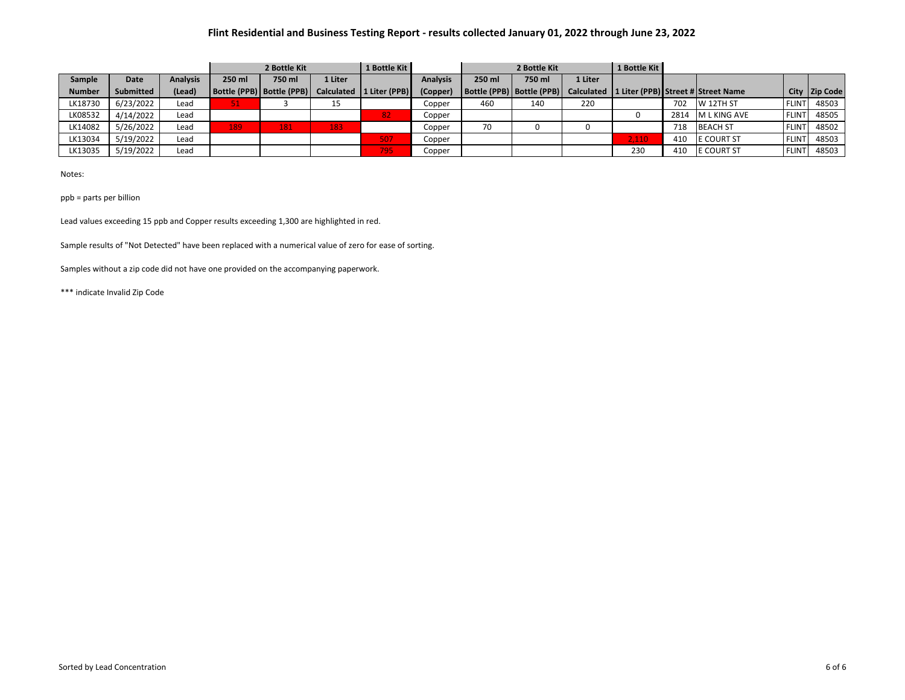# Flint Residential and Business Testing Report - results collected January 01, 2022 through June 23, 2022

| | | | 2 Bottle Kit | | | 1 Bottle Kit | | 2 Bottle Kit | | | 1 Bottle Kit | | | | |
|---|---|---|---|---|---|---|---|---|---|---|---|---|---|---|---|
| **Sample Number** | **Date Submitted** | **Analysis (Lead)** | **250 ml Bottle (PPB)** | **750 ml Bottle (PPB)** | **1 Liter Calculated** | **1 Liter (PPB)** | **Analysis (Copper)** | **250 ml Bottle (PPB)** | **750 ml Bottle (PPB)** | **1 Liter Calculated** | **1 Liter (PPB)** | **Street #** | **Street Name** | **City** | **Zip Code** |
| LK18730 | 6/23/2022 | Lead | 51 | 3 | 15 | | Copper | 460 | 140 | 220 | | 702 | W 12TH ST | FLINT | 48503 |
| LK08532 | 4/14/2022 | Lead | | | | 82 | Copper | | | | 0 | 2814 | M L KING AVE | FLINT | 48505 |
| LK14082 | 5/26/2022 | Lead | 189 | 181 | 183 | | Copper | 70 | 0 | 0 | | 718 | BEACH ST | FLINT | 48502 |
| LK13034 | 5/19/2022 | Lead | | | | 507 | Copper | | | | 2,110 | 410 | E COURT ST | FLINT | 48503 |
| LK13035 | 5/19/2022 | Lead | | | | 795 | Copper | | | | 230 | 410 | E COURT ST | FLINT | 48503 |

Notes:

ppb = parts per billion

Lead values exceeding 15 ppb and Copper results exceeding 1,300 are highlighted in red.

Sample results of "Not Detected" have been replaced with a numerical value of zero for ease of sorting.

Samples without a zip code did not have one provided on the accompanying paperwork.

*** indicate Invalid Zip Code

Sorted by Lead Concentration